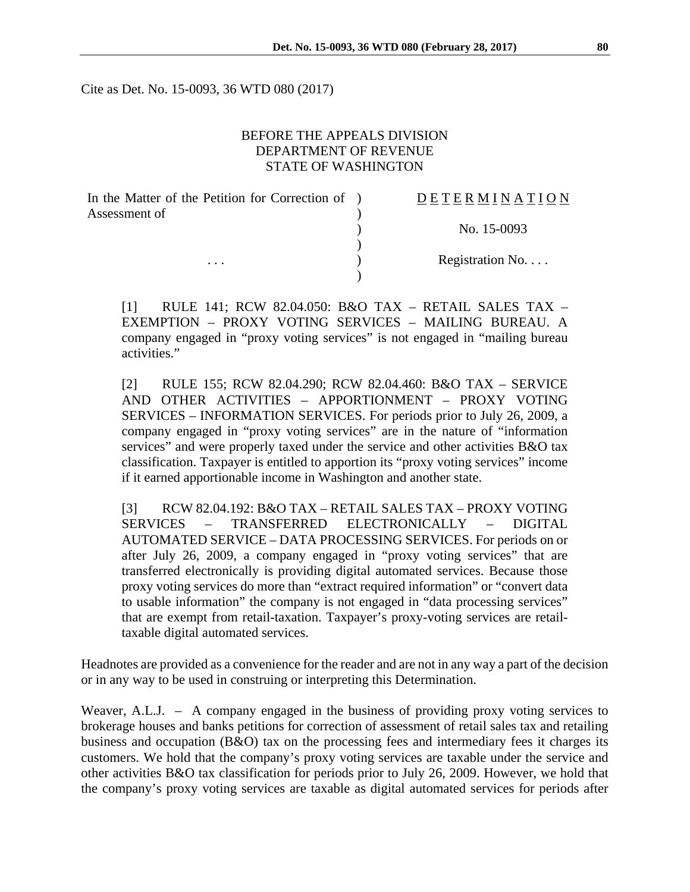Cite as Det. No. 15-0093, 36 WTD 080 (2017)

BEFORE THE APPEALS DIVISION
DEPARTMENT OF REVENUE
STATE OF WASHINGTON

| | | |
|---|---|---|
| In the Matter of the Petition for Correction of Assessment of | ) | D E T E R M I N A T I O N |
| | ) | No. 15-0093 |
| . . . | ) | Registration No. . . . |

[1] RULE 141; RCW 82.04.050: B&O TAX – RETAIL SALES TAX – EXEMPTION – PROXY VOTING SERVICES – MAILING BUREAU. A company engaged in "proxy voting services" is not engaged in "mailing bureau activities."

[2] RULE 155; RCW 82.04.290; RCW 82.04.460: B&O TAX – SERVICE AND OTHER ACTIVITIES – APPORTIONMENT – PROXY VOTING SERVICES – INFORMATION SERVICES. For periods prior to July 26, 2009, a company engaged in "proxy voting services" are in the nature of "information services" and were properly taxed under the service and other activities B&O tax classification. Taxpayer is entitled to apportion its "proxy voting services" income if it earned apportionable income in Washington and another state.

[3] RCW 82.04.192: B&O TAX – RETAIL SALES TAX – PROXY VOTING SERVICES – TRANSFERRED ELECTRONICALLY – DIGITAL AUTOMATED SERVICE – DATA PROCESSING SERVICES. For periods on or after July 26, 2009, a company engaged in "proxy voting services" that are transferred electronically is providing digital automated services. Because those proxy voting services do more than "extract required information" or "convert data to usable information" the company is not engaged in "data processing services" that are exempt from retail-taxation. Taxpayer's proxy-voting services are retail-taxable digital automated services.

Headnotes are provided as a convenience for the reader and are not in any way a part of the decision or in any way to be used in construing or interpreting this Determination.

Weaver, A.L.J. – A company engaged in the business of providing proxy voting services to brokerage houses and banks petitions for correction of assessment of retail sales tax and retailing business and occupation (B&O) tax on the processing fees and intermediary fees it charges its customers. We hold that the company's proxy voting services are taxable under the service and other activities B&O tax classification for periods prior to July 26, 2009. However, we hold that the company's proxy voting services are taxable as digital automated services for periods after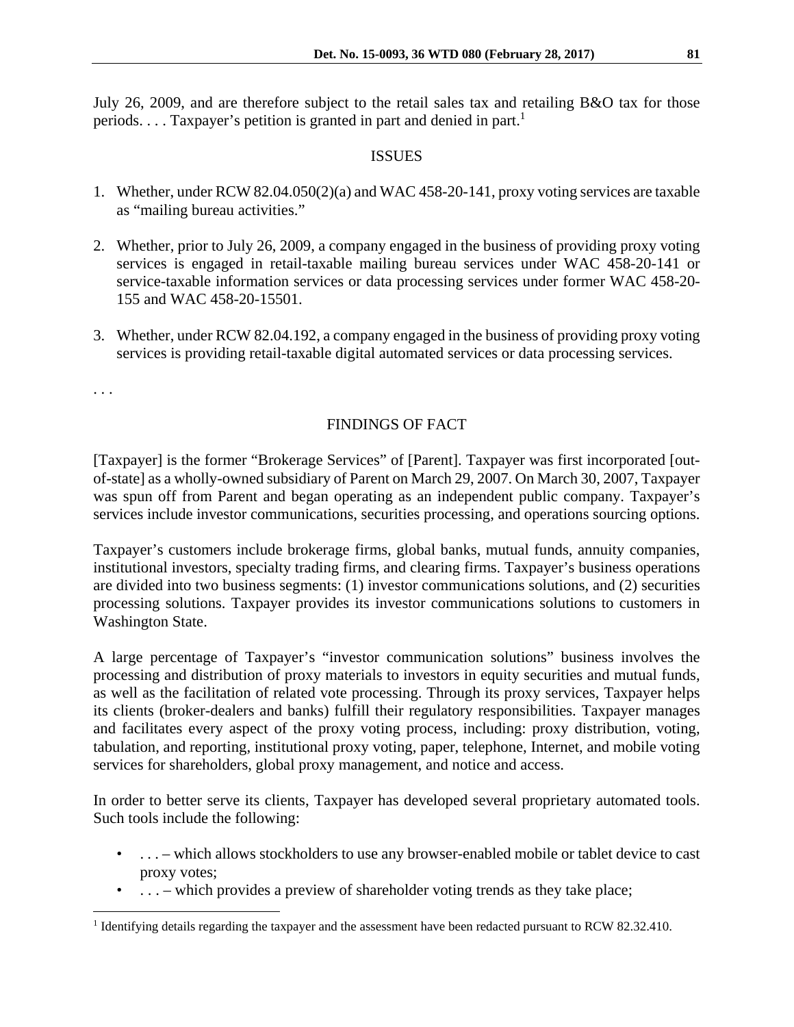July 26, 2009, and are therefore subject to the retail sales tax and retailing B&O tax for those periods. . . . Taxpayer's petition is granted in part and denied in part.[1]

## ISSUES

1. Whether, under RCW 82.04.050(2)(a) and WAC 458-20-141, proxy voting services are taxable as "mailing bureau activities."

2. Whether, prior to July 26, 2009, a company engaged in the business of providing proxy voting services is engaged in retail-taxable mailing bureau services under WAC 458-20-141 or service-taxable information services or data processing services under former WAC 458-20-155 and WAC 458-20-15501.

3. Whether, under RCW 82.04.192, a company engaged in the business of providing proxy voting services is providing retail-taxable digital automated services or data processing services.

. . .

## FINDINGS OF FACT

[Taxpayer] is the former "Brokerage Services" of [Parent]. Taxpayer was first incorporated [out-of-state] as a wholly-owned subsidiary of Parent on March 29, 2007. On March 30, 2007, Taxpayer was spun off from Parent and began operating as an independent public company. Taxpayer's services include investor communications, securities processing, and operations sourcing options.

Taxpayer's customers include brokerage firms, global banks, mutual funds, annuity companies, institutional investors, specialty trading firms, and clearing firms. Taxpayer's business operations are divided into two business segments: (1) investor communications solutions, and (2) securities processing solutions. Taxpayer provides its investor communications solutions to customers in Washington State.

A large percentage of Taxpayer's "investor communication solutions" business involves the processing and distribution of proxy materials to investors in equity securities and mutual funds, as well as the facilitation of related vote processing. Through its proxy services, Taxpayer helps its clients (broker-dealers and banks) fulfill their regulatory responsibilities. Taxpayer manages and facilitates every aspect of the proxy voting process, including: proxy distribution, voting, tabulation, and reporting, institutional proxy voting, paper, telephone, Internet, and mobile voting services for shareholders, global proxy management, and notice and access.

In order to better serve its clients, Taxpayer has developed several proprietary automated tools. Such tools include the following:

- . . . – which allows stockholders to use any browser-enabled mobile or tablet device to cast proxy votes;
- . . . – which provides a preview of shareholder voting trends as they take place;

[1] Identifying details regarding the taxpayer and the assessment have been redacted pursuant to RCW 82.32.410.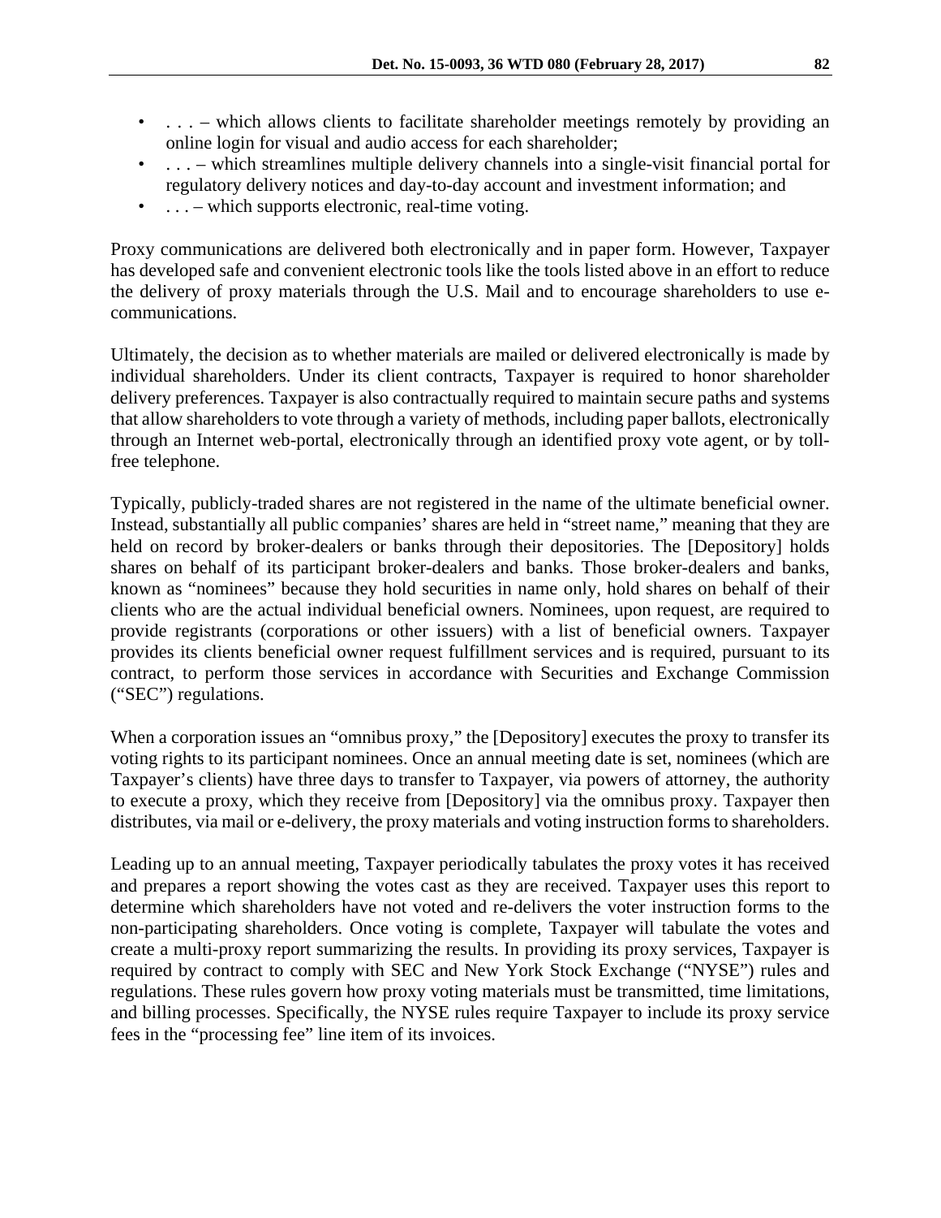- . . . – which allows clients to facilitate shareholder meetings remotely by providing an online login for visual and audio access for each shareholder;
- . . . – which streamlines multiple delivery channels into a single-visit financial portal for regulatory delivery notices and day-to-day account and investment information; and
- . . . – which supports electronic, real-time voting.

Proxy communications are delivered both electronically and in paper form. However, Taxpayer has developed safe and convenient electronic tools like the tools listed above in an effort to reduce the delivery of proxy materials through the U.S. Mail and to encourage shareholders to use e-communications.

Ultimately, the decision as to whether materials are mailed or delivered electronically is made by individual shareholders. Under its client contracts, Taxpayer is required to honor shareholder delivery preferences. Taxpayer is also contractually required to maintain secure paths and systems that allow shareholders to vote through a variety of methods, including paper ballots, electronically through an Internet web-portal, electronically through an identified proxy vote agent, or by toll-free telephone.

Typically, publicly-traded shares are not registered in the name of the ultimate beneficial owner. Instead, substantially all public companies' shares are held in "street name," meaning that they are held on record by broker-dealers or banks through their depositories. The [Depository] holds shares on behalf of its participant broker-dealers and banks. Those broker-dealers and banks, known as "nominees" because they hold securities in name only, hold shares on behalf of their clients who are the actual individual beneficial owners. Nominees, upon request, are required to provide registrants (corporations or other issuers) with a list of beneficial owners. Taxpayer provides its clients beneficial owner request fulfillment services and is required, pursuant to its contract, to perform those services in accordance with Securities and Exchange Commission ("SEC") regulations.

When a corporation issues an "omnibus proxy," the [Depository] executes the proxy to transfer its voting rights to its participant nominees. Once an annual meeting date is set, nominees (which are Taxpayer's clients) have three days to transfer to Taxpayer, via powers of attorney, the authority to execute a proxy, which they receive from [Depository] via the omnibus proxy. Taxpayer then distributes, via mail or e-delivery, the proxy materials and voting instruction forms to shareholders.

Leading up to an annual meeting, Taxpayer periodically tabulates the proxy votes it has received and prepares a report showing the votes cast as they are received. Taxpayer uses this report to determine which shareholders have not voted and re-delivers the voter instruction forms to the non-participating shareholders. Once voting is complete, Taxpayer will tabulate the votes and create a multi-proxy report summarizing the results. In providing its proxy services, Taxpayer is required by contract to comply with SEC and New York Stock Exchange ("NYSE") rules and regulations. These rules govern how proxy voting materials must be transmitted, time limitations, and billing processes. Specifically, the NYSE rules require Taxpayer to include its proxy service fees in the "processing fee" line item of its invoices.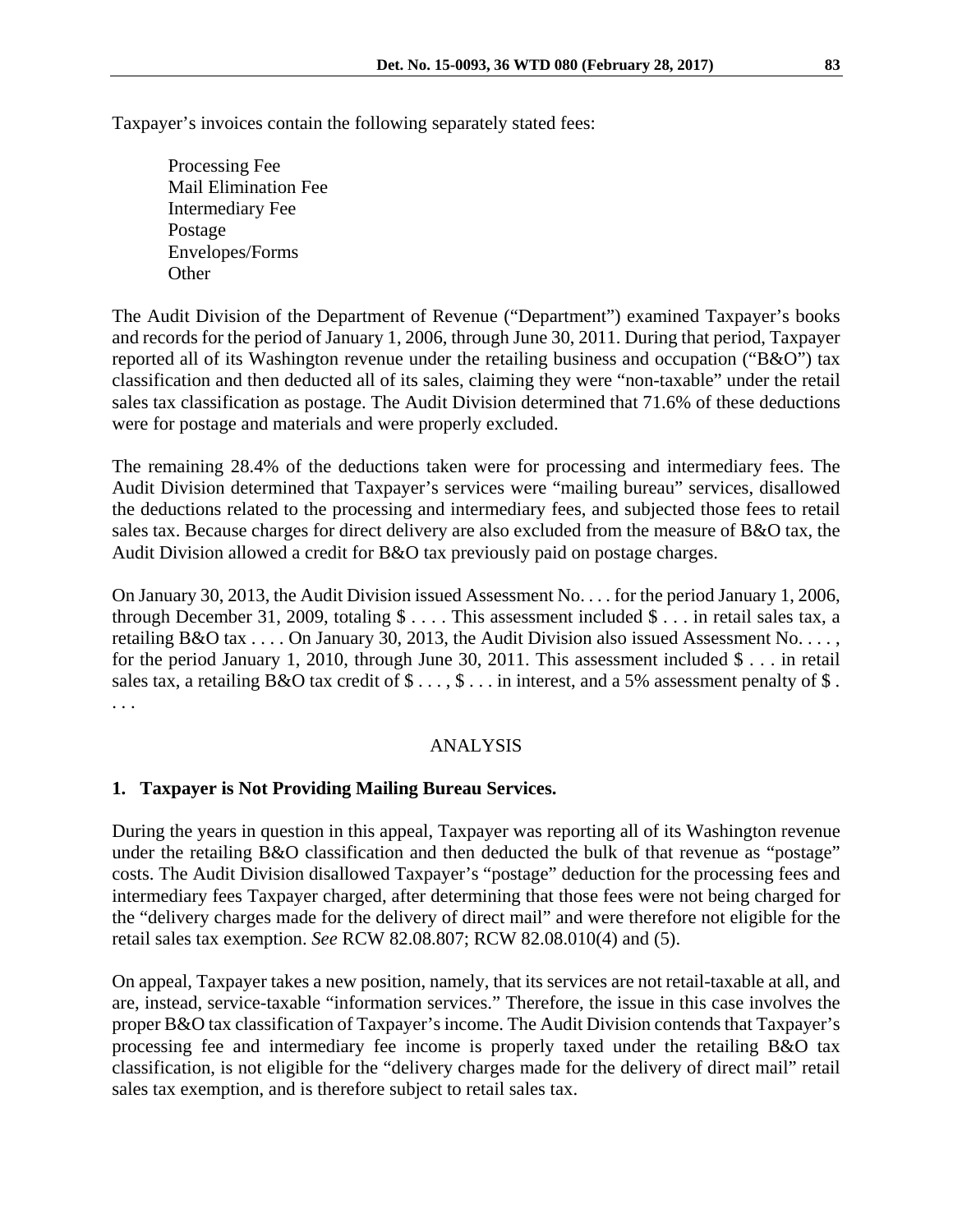Taxpayer's invoices contain the following separately stated fees:

> Processing Fee
> Mail Elimination Fee
> Intermediary Fee
> Postage
> Envelopes/Forms
> Other

The Audit Division of the Department of Revenue ("Department") examined Taxpayer's books and records for the period of January 1, 2006, through June 30, 2011. During that period, Taxpayer reported all of its Washington revenue under the retailing business and occupation ("B&O") tax classification and then deducted all of its sales, claiming they were "non-taxable" under the retail sales tax classification as postage. The Audit Division determined that 71.6% of these deductions were for postage and materials and were properly excluded.

The remaining 28.4% of the deductions taken were for processing and intermediary fees. The Audit Division determined that Taxpayer's services were "mailing bureau" services, disallowed the deductions related to the processing and intermediary fees, and subjected those fees to retail sales tax. Because charges for direct delivery are also excluded from the measure of B&O tax, the Audit Division allowed a credit for B&O tax previously paid on postage charges.

On January 30, 2013, the Audit Division issued Assessment No. . . . for the period January 1, 2006, through December 31, 2009, totaling $ . . . . This assessment included $ . . . in retail sales tax, a retailing B&O tax . . . . On January 30, 2013, the Audit Division also issued Assessment No. . . . , for the period January 1, 2010, through June 30, 2011. This assessment included $ . . . in retail sales tax, a retailing B&O tax credit of $ . . . , $ . . . in interest, and a 5% assessment penalty of $ . . . .

## ANALYSIS

### 1. Taxpayer is Not Providing Mailing Bureau Services.

During the years in question in this appeal, Taxpayer was reporting all of its Washington revenue under the retailing B&O classification and then deducted the bulk of that revenue as "postage" costs. The Audit Division disallowed Taxpayer's "postage" deduction for the processing fees and intermediary fees Taxpayer charged, after determining that those fees were not being charged for the "delivery charges made for the delivery of direct mail" and were therefore not eligible for the retail sales tax exemption. *See* RCW 82.08.807; RCW 82.08.010(4) and (5).

On appeal, Taxpayer takes a new position, namely, that its services are not retail-taxable at all, and are, instead, service-taxable "information services." Therefore, the issue in this case involves the proper B&O tax classification of Taxpayer's income. The Audit Division contends that Taxpayer's processing fee and intermediary fee income is properly taxed under the retailing B&O tax classification, is not eligible for the "delivery charges made for the delivery of direct mail" retail sales tax exemption, and is therefore subject to retail sales tax.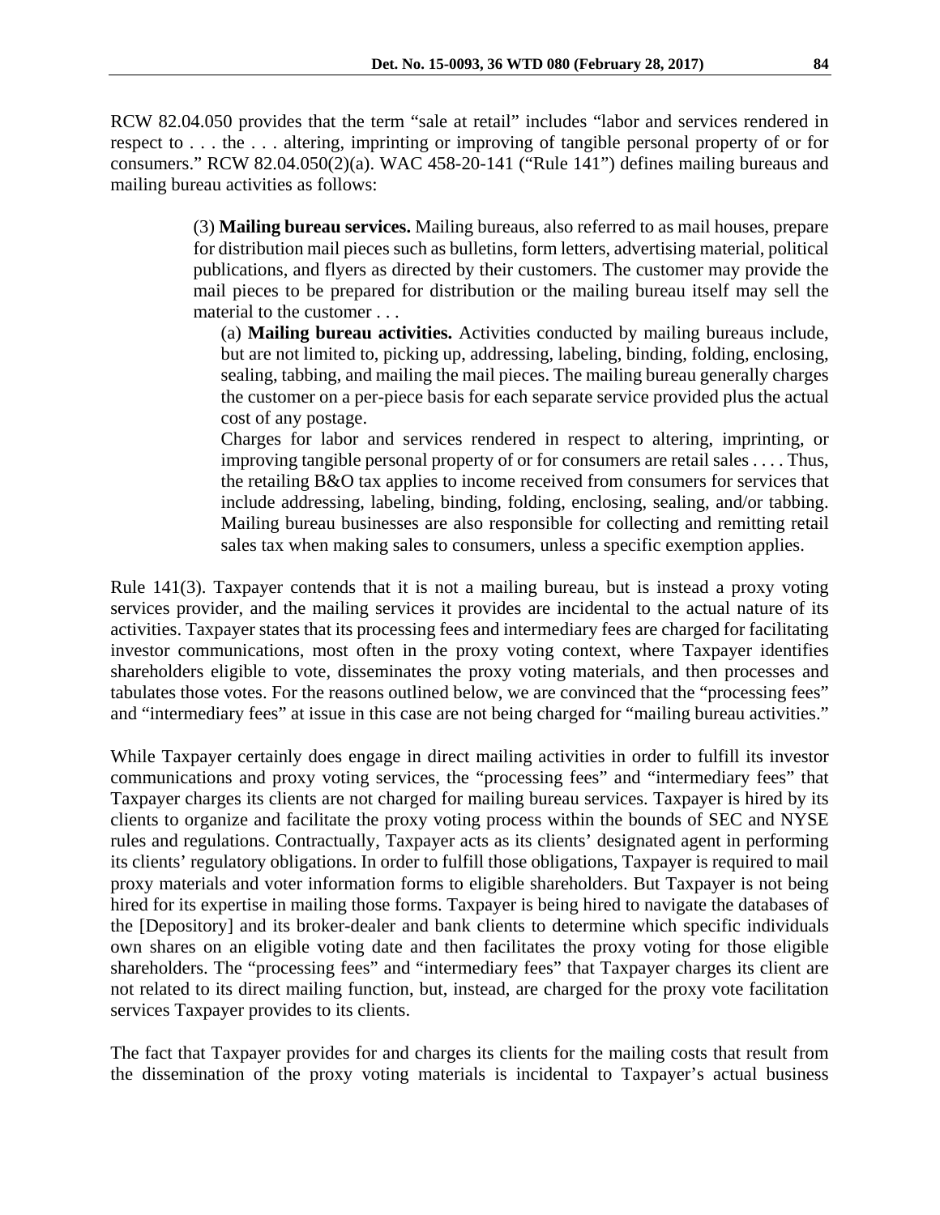RCW 82.04.050 provides that the term "sale at retail" includes "labor and services rendered in respect to . . . the . . . altering, imprinting or improving of tangible personal property of or for consumers." RCW 82.04.050(2)(a). WAC 458-20-141 ("Rule 141") defines mailing bureaus and mailing bureau activities as follows:

> (3) **Mailing bureau services.** Mailing bureaus, also referred to as mail houses, prepare for distribution mail pieces such as bulletins, form letters, advertising material, political publications, and flyers as directed by their customers. The customer may provide the mail pieces to be prepared for distribution or the mailing bureau itself may sell the material to the customer . . .
>
> (a) **Mailing bureau activities.** Activities conducted by mailing bureaus include, but are not limited to, picking up, addressing, labeling, binding, folding, enclosing, sealing, tabbing, and mailing the mail pieces. The mailing bureau generally charges the customer on a per-piece basis for each separate service provided plus the actual cost of any postage.
>
> Charges for labor and services rendered in respect to altering, imprinting, or improving tangible personal property of or for consumers are retail sales . . . . Thus, the retailing B&O tax applies to income received from consumers for services that include addressing, labeling, binding, folding, enclosing, sealing, and/or tabbing. Mailing bureau businesses are also responsible for collecting and remitting retail sales tax when making sales to consumers, unless a specific exemption applies.

Rule 141(3). Taxpayer contends that it is not a mailing bureau, but is instead a proxy voting services provider, and the mailing services it provides are incidental to the actual nature of its activities. Taxpayer states that its processing fees and intermediary fees are charged for facilitating investor communications, most often in the proxy voting context, where Taxpayer identifies shareholders eligible to vote, disseminates the proxy voting materials, and then processes and tabulates those votes. For the reasons outlined below, we are convinced that the "processing fees" and "intermediary fees" at issue in this case are not being charged for "mailing bureau activities."

While Taxpayer certainly does engage in direct mailing activities in order to fulfill its investor communications and proxy voting services, the "processing fees" and "intermediary fees" that Taxpayer charges its clients are not charged for mailing bureau services. Taxpayer is hired by its clients to organize and facilitate the proxy voting process within the bounds of SEC and NYSE rules and regulations. Contractually, Taxpayer acts as its clients' designated agent in performing its clients' regulatory obligations. In order to fulfill those obligations, Taxpayer is required to mail proxy materials and voter information forms to eligible shareholders. But Taxpayer is not being hired for its expertise in mailing those forms. Taxpayer is being hired to navigate the databases of the [Depository] and its broker-dealer and bank clients to determine which specific individuals own shares on an eligible voting date and then facilitates the proxy voting for those eligible shareholders. The "processing fees" and "intermediary fees" that Taxpayer charges its client are not related to its direct mailing function, but, instead, are charged for the proxy vote facilitation services Taxpayer provides to its clients.

The fact that Taxpayer provides for and charges its clients for the mailing costs that result from the dissemination of the proxy voting materials is incidental to Taxpayer's actual business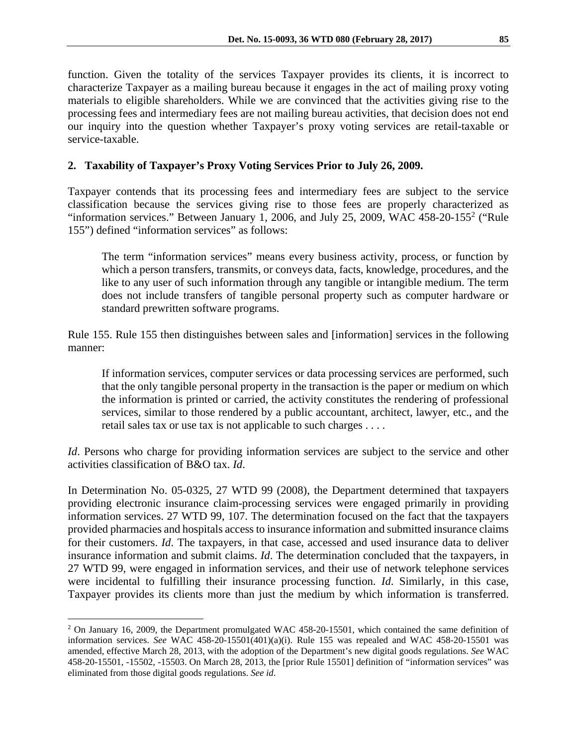function. Given the totality of the services Taxpayer provides its clients, it is incorrect to characterize Taxpayer as a mailing bureau because it engages in the act of mailing proxy voting materials to eligible shareholders. While we are convinced that the activities giving rise to the processing fees and intermediary fees are not mailing bureau activities, that decision does not end our inquiry into the question whether Taxpayer's proxy voting services are retail-taxable or service-taxable.

## 2. Taxability of Taxpayer's Proxy Voting Services Prior to July 26, 2009.

Taxpayer contends that its processing fees and intermediary fees are subject to the service classification because the services giving rise to those fees are properly characterized as "information services." Between January 1, 2006, and July 25, 2009, WAC 458-20-155[2] ("Rule 155") defined "information services" as follows:

> The term "information services" means every business activity, process, or function by which a person transfers, transmits, or conveys data, facts, knowledge, procedures, and the like to any user of such information through any tangible or intangible medium. The term does not include transfers of tangible personal property such as computer hardware or standard prewritten software programs.

Rule 155. Rule 155 then distinguishes between sales and [information] services in the following manner:

> If information services, computer services or data processing services are performed, such that the only tangible personal property in the transaction is the paper or medium on which the information is printed or carried, the activity constitutes the rendering of professional services, similar to those rendered by a public accountant, architect, lawyer, etc., and the retail sales tax or use tax is not applicable to such charges . . . .

*Id*. Persons who charge for providing information services are subject to the service and other activities classification of B&O tax. *Id*.

In Determination No. 05-0325, 27 WTD 99 (2008), the Department determined that taxpayers providing electronic insurance claim-processing services were engaged primarily in providing information services. 27 WTD 99, 107. The determination focused on the fact that the taxpayers provided pharmacies and hospitals access to insurance information and submitted insurance claims for their customers. *Id*. The taxpayers, in that case, accessed and used insurance data to deliver insurance information and submit claims. *Id*. The determination concluded that the taxpayers, in 27 WTD 99, were engaged in information services, and their use of network telephone services were incidental to fulfilling their insurance processing function. *Id*. Similarly, in this case, Taxpayer provides its clients more than just the medium by which information is transferred.

---

[2] On January 16, 2009, the Department promulgated WAC 458-20-15501, which contained the same definition of information services. *See* WAC 458-20-15501(401)(a)(i). Rule 155 was repealed and WAC 458-20-15501 was amended, effective March 28, 2013, with the adoption of the Department's new digital goods regulations. *See* WAC 458-20-15501, -15502, -15503. On March 28, 2013, the [prior Rule 15501] definition of "information services" was eliminated from those digital goods regulations. *See id*.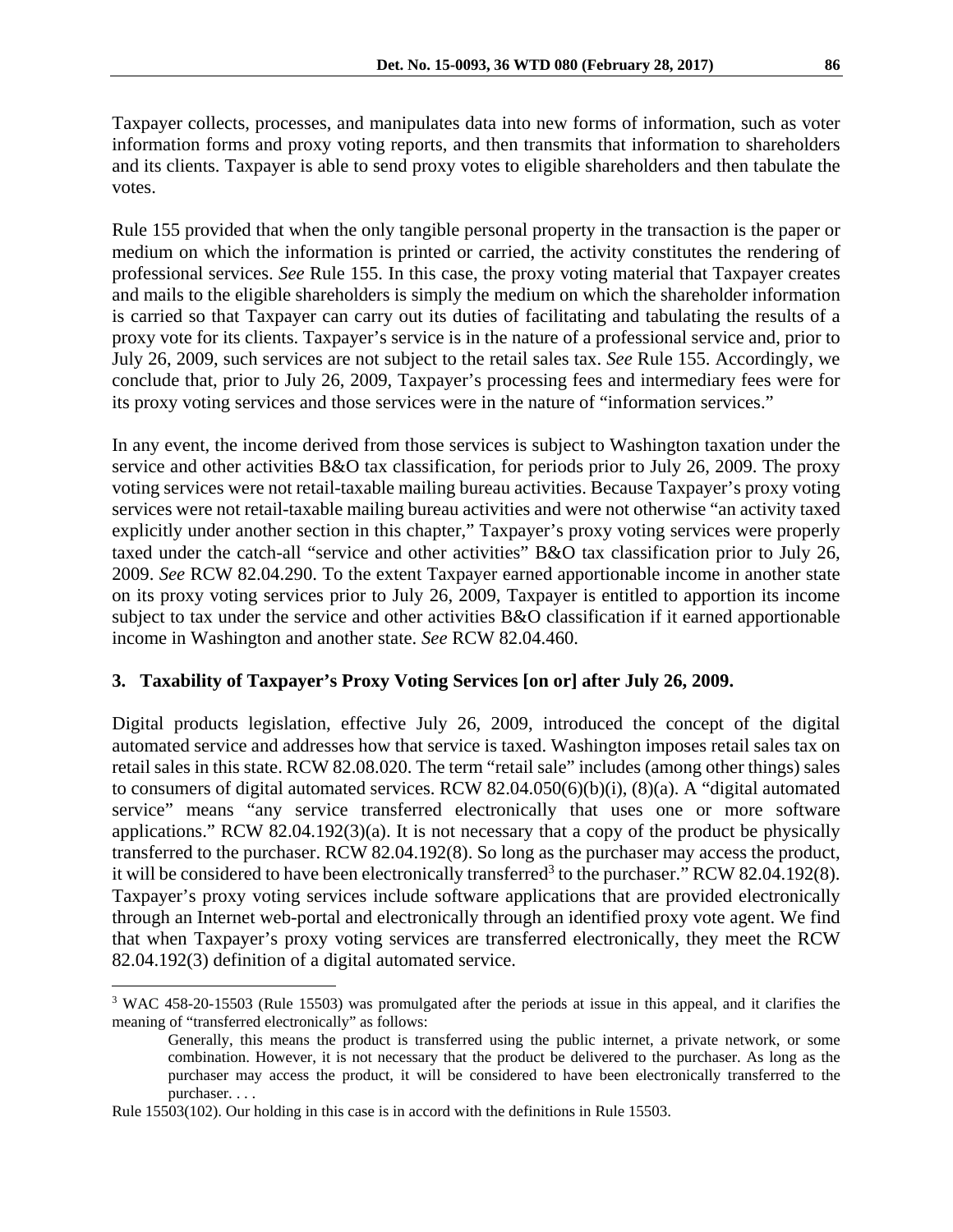Taxpayer collects, processes, and manipulates data into new forms of information, such as voter information forms and proxy voting reports, and then transmits that information to shareholders and its clients. Taxpayer is able to send proxy votes to eligible shareholders and then tabulate the votes.

Rule 155 provided that when the only tangible personal property in the transaction is the paper or medium on which the information is printed or carried, the activity constitutes the rendering of professional services. *See* Rule 155. In this case, the proxy voting material that Taxpayer creates and mails to the eligible shareholders is simply the medium on which the shareholder information is carried so that Taxpayer can carry out its duties of facilitating and tabulating the results of a proxy vote for its clients. Taxpayer's service is in the nature of a professional service and, prior to July 26, 2009, such services are not subject to the retail sales tax. *See* Rule 155. Accordingly, we conclude that, prior to July 26, 2009, Taxpayer's processing fees and intermediary fees were for its proxy voting services and those services were in the nature of "information services."

In any event, the income derived from those services is subject to Washington taxation under the service and other activities B&O tax classification, for periods prior to July 26, 2009. The proxy voting services were not retail-taxable mailing bureau activities. Because Taxpayer's proxy voting services were not retail-taxable mailing bureau activities and were not otherwise "an activity taxed explicitly under another section in this chapter," Taxpayer's proxy voting services were properly taxed under the catch-all "service and other activities" B&O tax classification prior to July 26, 2009. *See* RCW 82.04.290. To the extent Taxpayer earned apportionable income in another state on its proxy voting services prior to July 26, 2009, Taxpayer is entitled to apportion its income subject to tax under the service and other activities B&O classification if it earned apportionable income in Washington and another state. *See* RCW 82.04.460.

### 3. Taxability of Taxpayer's Proxy Voting Services [on or] after July 26, 2009.

Digital products legislation, effective July 26, 2009, introduced the concept of the digital automated service and addresses how that service is taxed. Washington imposes retail sales tax on retail sales in this state. RCW 82.08.020. The term "retail sale" includes (among other things) sales to consumers of digital automated services. RCW 82.04.050(6)(b)(i), (8)(a). A "digital automated service" means "any service transferred electronically that uses one or more software applications." RCW 82.04.192(3)(a). It is not necessary that a copy of the product be physically transferred to the purchaser. RCW 82.04.192(8). So long as the purchaser may access the product, it will be considered to have been electronically transferred[3] to the purchaser." RCW 82.04.192(8). Taxpayer's proxy voting services include software applications that are provided electronically through an Internet web-portal and electronically through an identified proxy vote agent. We find that when Taxpayer's proxy voting services are transferred electronically, they meet the RCW 82.04.192(3) definition of a digital automated service.

---

[3] WAC 458-20-15503 (Rule 15503) was promulgated after the periods at issue in this appeal, and it clarifies the meaning of "transferred electronically" as follows:

> Generally, this means the product is transferred using the public internet, a private network, or some combination. However, it is not necessary that the product be delivered to the purchaser. As long as the purchaser may access the product, it will be considered to have been electronically transferred to the purchaser. . . .

Rule 15503(102). Our holding in this case is in accord with the definitions in Rule 15503.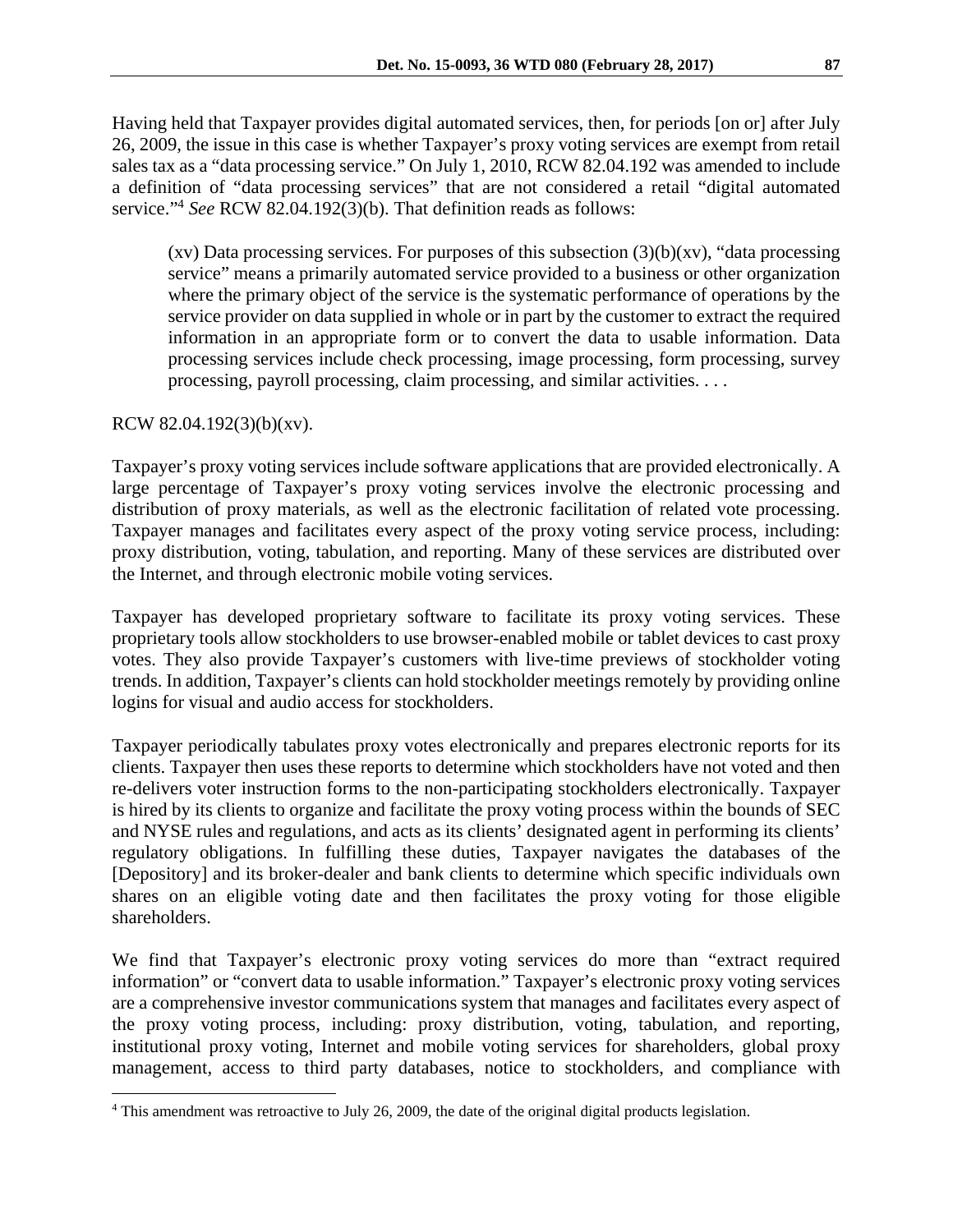Having held that Taxpayer provides digital automated services, then, for periods [on or] after July 26, 2009, the issue in this case is whether Taxpayer's proxy voting services are exempt from retail sales tax as a "data processing service." On July 1, 2010, RCW 82.04.192 was amended to include a definition of "data processing services" that are not considered a retail "digital automated service."[4] *See* RCW 82.04.192(3)(b). That definition reads as follows:

> (xv) Data processing services. For purposes of this subsection (3)(b)(xv), "data processing service" means a primarily automated service provided to a business or other organization where the primary object of the service is the systematic performance of operations by the service provider on data supplied in whole or in part by the customer to extract the required information in an appropriate form or to convert the data to usable information. Data processing services include check processing, image processing, form processing, survey processing, payroll processing, claim processing, and similar activities. . . .

RCW 82.04.192(3)(b)(xv).

Taxpayer's proxy voting services include software applications that are provided electronically. A large percentage of Taxpayer's proxy voting services involve the electronic processing and distribution of proxy materials, as well as the electronic facilitation of related vote processing. Taxpayer manages and facilitates every aspect of the proxy voting service process, including: proxy distribution, voting, tabulation, and reporting. Many of these services are distributed over the Internet, and through electronic mobile voting services.

Taxpayer has developed proprietary software to facilitate its proxy voting services. These proprietary tools allow stockholders to use browser-enabled mobile or tablet devices to cast proxy votes. They also provide Taxpayer's customers with live-time previews of stockholder voting trends. In addition, Taxpayer's clients can hold stockholder meetings remotely by providing online logins for visual and audio access for stockholders.

Taxpayer periodically tabulates proxy votes electronically and prepares electronic reports for its clients. Taxpayer then uses these reports to determine which stockholders have not voted and then re-delivers voter instruction forms to the non-participating stockholders electronically. Taxpayer is hired by its clients to organize and facilitate the proxy voting process within the bounds of SEC and NYSE rules and regulations, and acts as its clients' designated agent in performing its clients' regulatory obligations. In fulfilling these duties, Taxpayer navigates the databases of the [Depository] and its broker-dealer and bank clients to determine which specific individuals own shares on an eligible voting date and then facilitates the proxy voting for those eligible shareholders.

We find that Taxpayer's electronic proxy voting services do more than "extract required information" or "convert data to usable information." Taxpayer's electronic proxy voting services are a comprehensive investor communications system that manages and facilitates every aspect of the proxy voting process, including: proxy distribution, voting, tabulation, and reporting, institutional proxy voting, Internet and mobile voting services for shareholders, global proxy management, access to third party databases, notice to stockholders, and compliance with

[4] This amendment was retroactive to July 26, 2009, the date of the original digital products legislation.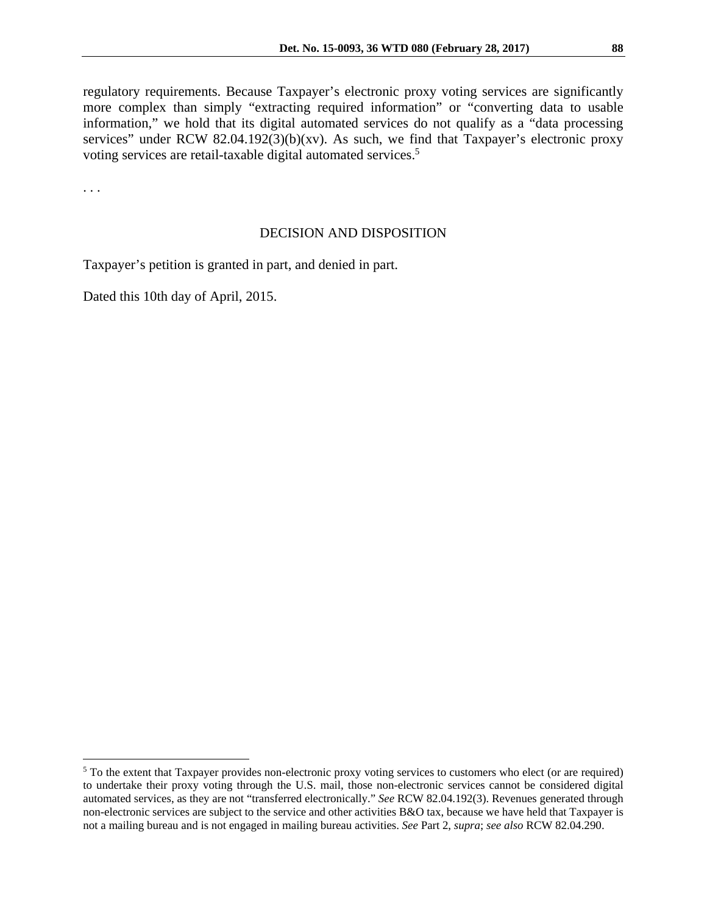regulatory requirements. Because Taxpayer's electronic proxy voting services are significantly more complex than simply "extracting required information" or "converting data to usable information," we hold that its digital automated services do not qualify as a "data processing services" under RCW 82.04.192(3)(b)(xv). As such, we find that Taxpayer's electronic proxy voting services are retail-taxable digital automated services.[5]

. . .

## DECISION AND DISPOSITION

Taxpayer's petition is granted in part, and denied in part.

Dated this 10th day of April, 2015.

---

[5] To the extent that Taxpayer provides non-electronic proxy voting services to customers who elect (or are required) to undertake their proxy voting through the U.S. mail, those non-electronic services cannot be considered digital automated services, as they are not "transferred electronically." *See* RCW 82.04.192(3). Revenues generated through non-electronic services are subject to the service and other activities B&O tax, because we have held that Taxpayer is not a mailing bureau and is not engaged in mailing bureau activities. *See* Part 2, *supra*; *see also* RCW 82.04.290.